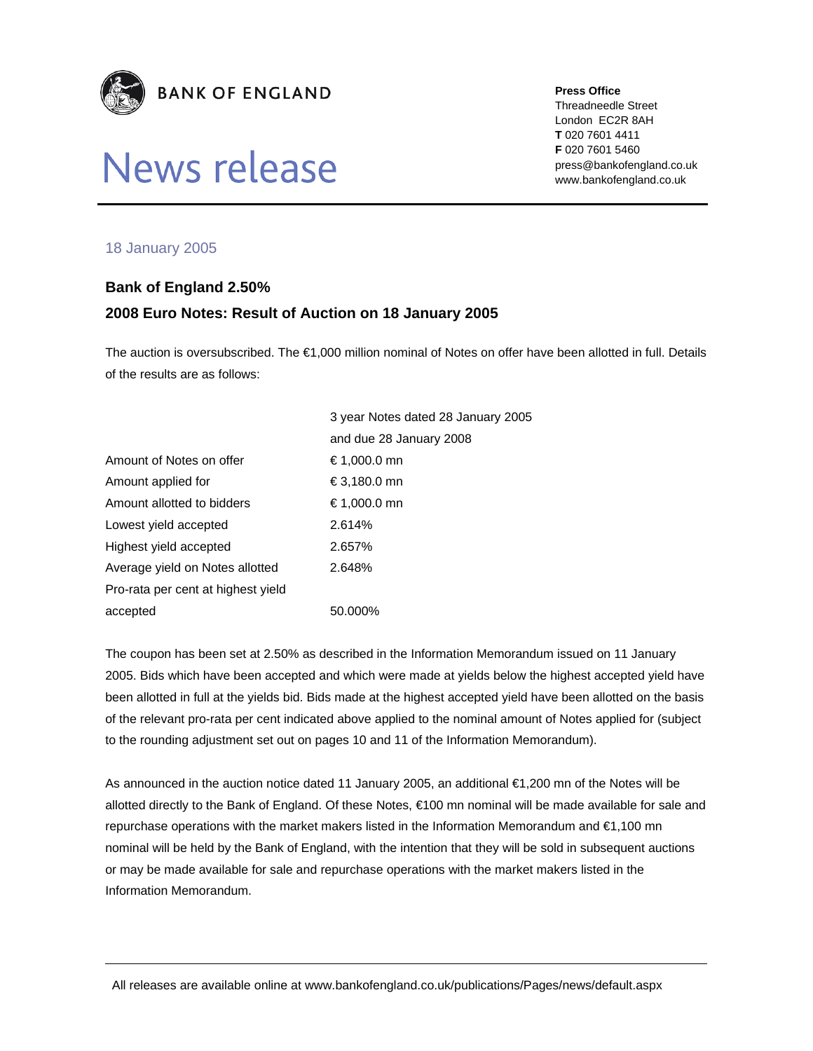BANK OF ENGLAND

# News release

**Press Office**
Threadneedle Street
London EC2R 8AH
**T** 020 7601 4411
**F** 020 7601 5460
press@bankofengland.co.uk
www.bankofengland.co.uk

18 January 2005

## Bank of England 2.50%
## 2008 Euro Notes: Result of Auction on 18 January 2005

The auction is oversubscribed. The €1,000 million nominal of Notes on offer have been allotted in full. Details of the results are as follows:

| | 3 year Notes dated 28 January 2005 and due 28 January 2008 |
|---|---|
| Amount of Notes on offer | € 1,000.0 mn |
| Amount applied for | € 3,180.0 mn |
| Amount allotted to bidders | € 1,000.0 mn |
| Lowest yield accepted | 2.614% |
| Highest yield accepted | 2.657% |
| Average yield on Notes allotted | 2.648% |
| Pro-rata per cent at highest yield accepted | 50.000% |

The coupon has been set at 2.50% as described in the Information Memorandum issued on 11 January 2005. Bids which have been accepted and which were made at yields below the highest accepted yield have been allotted in full at the yields bid. Bids made at the highest accepted yield have been allotted on the basis of the relevant pro-rata per cent indicated above applied to the nominal amount of Notes applied for (subject to the rounding adjustment set out on pages 10 and 11 of the Information Memorandum).

As announced in the auction notice dated 11 January 2005, an additional €1,200 mn of the Notes will be allotted directly to the Bank of England. Of these Notes, €100 mn nominal will be made available for sale and repurchase operations with the market makers listed in the Information Memorandum and €1,100 mn nominal will be held by the Bank of England, with the intention that they will be sold in subsequent auctions or may be made available for sale and repurchase operations with the market makers listed in the Information Memorandum.

All releases are available online at www.bankofengland.co.uk/publications/Pages/news/default.aspx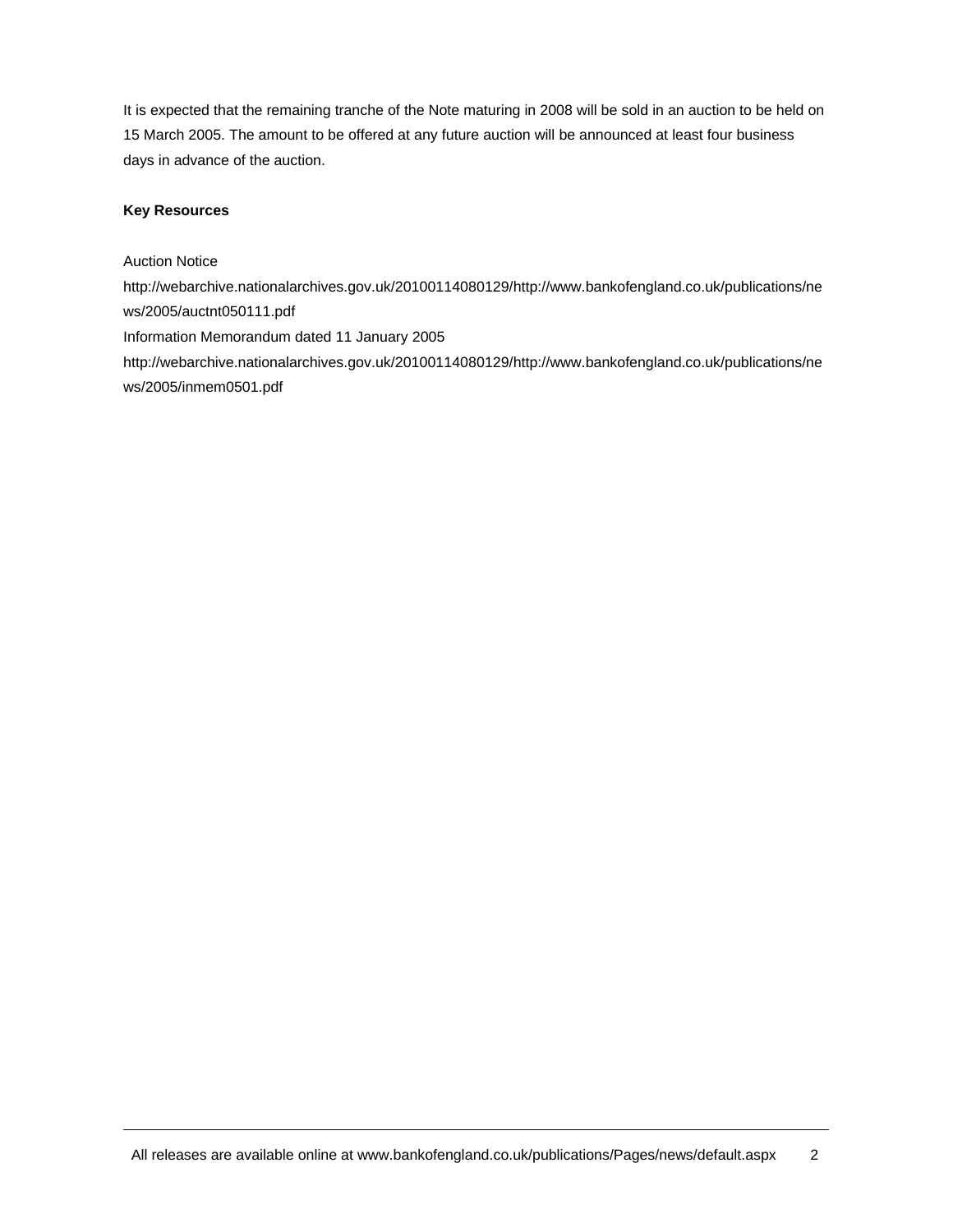It is expected that the remaining tranche of the Note maturing in 2008 will be sold in an auction to be held on 15 March 2005. The amount to be offered at any future auction will be announced at least four business days in advance of the auction.

**Key Resources**

Auction Notice

http://webarchive.nationalarchives.gov.uk/20100114080129/http://www.bankofengland.co.uk/publications/news/2005/auctnt050111.pdf

Information Memorandum dated 11 January 2005

http://webarchive.nationalarchives.gov.uk/20100114080129/http://www.bankofengland.co.uk/publications/news/2005/inmem0501.pdf